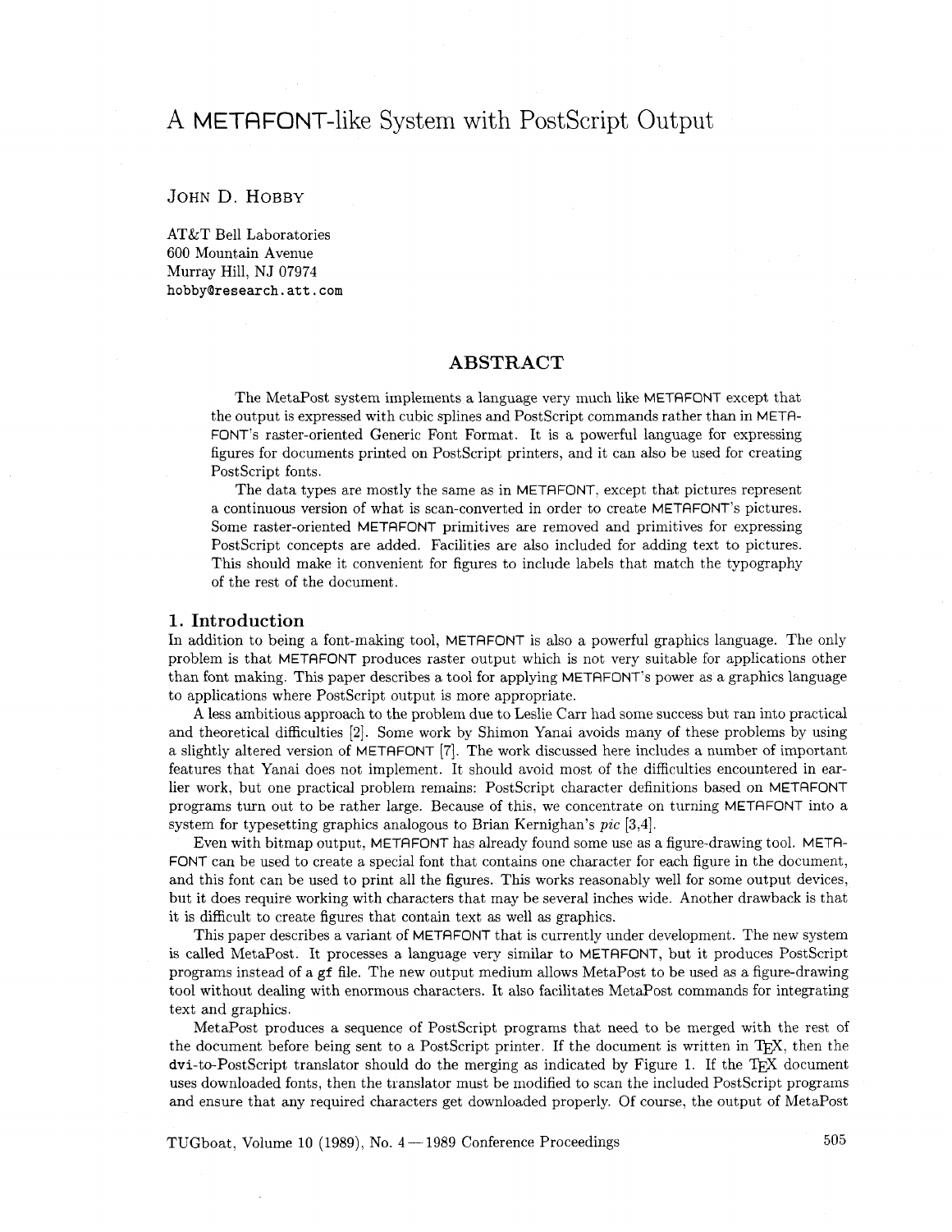# A METAFONT-like System with PostScript Output

JOHN D. HOBBY

AT&T Bell Laboratories
600 Mountain Avenue
Murray Hill, NJ 07974
hobby@research.att.com

## ABSTRACT

The MetaPost system implements a language very much like METAFONT except that the output is expressed with cubic splines and PostScript commands rather than in METAFONT's raster-oriented Generic Font Format. It is a powerful language for expressing figures for documents printed on PostScript printers, and it can also be used for creating PostScript fonts.

The data types are mostly the same as in METAFONT, except that pictures represent a continuous version of what is scan-converted in order to create METAFONT's pictures. Some raster-oriented METAFONT primitives are removed and primitives for expressing PostScript concepts are added. Facilities are also included for adding text to pictures. This should make it convenient for figures to include labels that match the typography of the rest of the document.

## 1. Introduction

In addition to being a font-making tool, METAFONT is also a powerful graphics language. The only problem is that METAFONT produces raster output which is not very suitable for applications other than font making. This paper describes a tool for applying METAFONT's power as a graphics language to applications where PostScript output is more appropriate.

A less ambitious approach to the problem due to Leslie Carr had some success but ran into practical and theoretical difficulties [2]. Some work by Shimon Yanai avoids many of these problems by using a slightly altered version of METAFONT [7]. The work discussed here includes a number of important features that Yanai does not implement. It should avoid most of the difficulties encountered in earlier work, but one practical problem remains: PostScript character definitions based on METAFONT programs turn out to be rather large. Because of this, we concentrate on turning METAFONT into a system for typesetting graphics analogous to Brian Kernighan's *pic* [3,4].

Even with bitmap output, METAFONT has already found some use as a figure-drawing tool. METAFONT can be used to create a special font that contains one character for each figure in the document, and this font can be used to print all the figures. This works reasonably well for some output devices, but it does require working with characters that may be several inches wide. Another drawback is that it is difficult to create figures that contain text as well as graphics.

This paper describes a variant of METAFONT that is currently under development. The new system is called MetaPost. It processes a language very similar to METAFONT, but it produces PostScript programs instead of a **gf** file. The new output medium allows MetaPost to be used as a figure-drawing tool without dealing with enormous characters. It also facilitates MetaPost commands for integrating text and graphics.

MetaPost produces a sequence of PostScript programs that need to be merged with the rest of the document before being sent to a PostScript printer. If the document is written in TeX, then the **dvi**-to-PostScript translator should do the merging as indicated by Figure 1. If the TeX document uses downloaded fonts, then the translator must be modified to scan the included PostScript programs and ensure that any required characters get downloaded properly. Of course, the output of MetaPost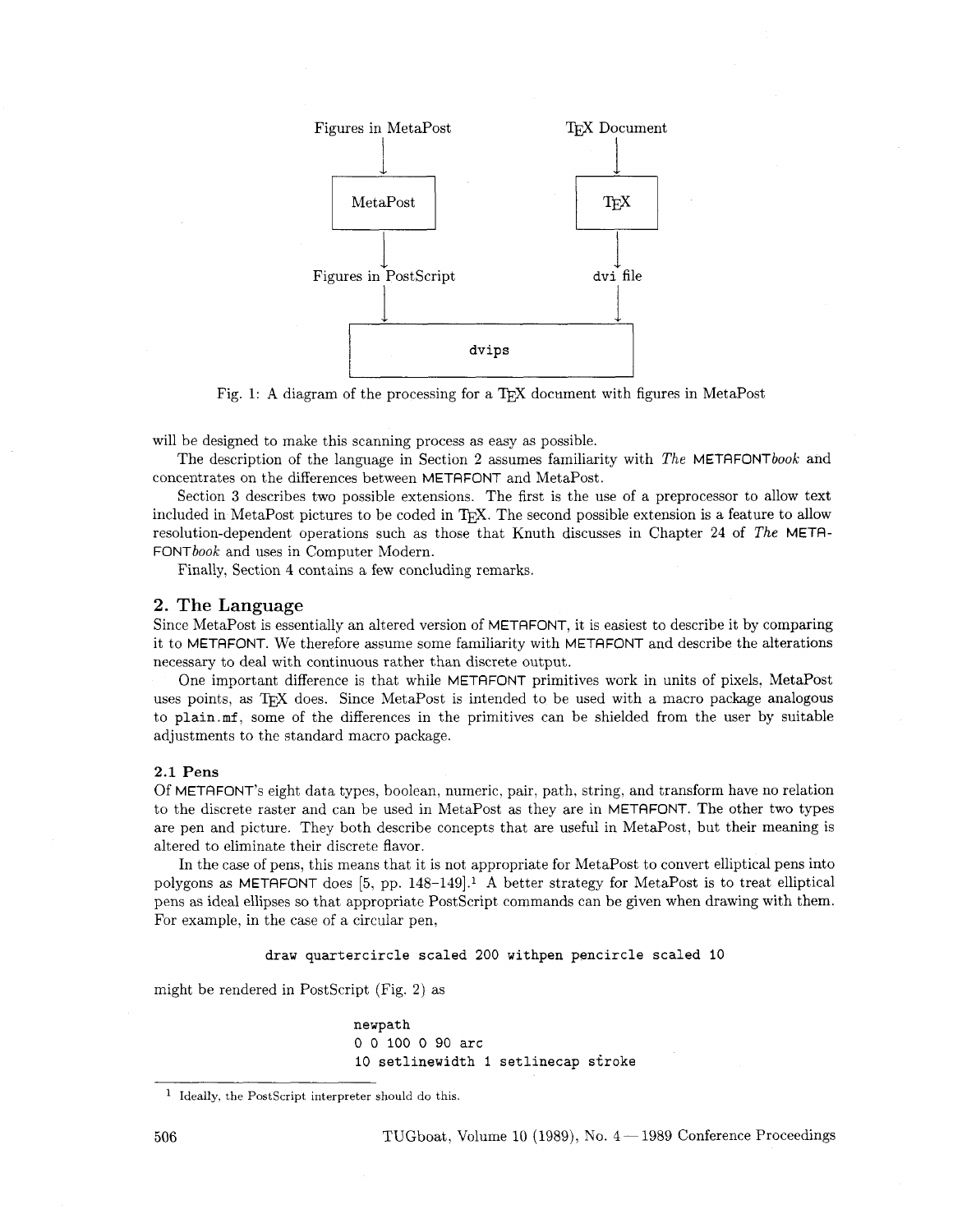Figures in MetaPost → MetaPost → Figures in PostScript → dvips

TeX Document → TeX → dvi file → dvips

Fig. 1: A diagram of the processing for a TeX document with figures in MetaPost

will be designed to make this scanning process as easy as possible.

The description of the language in Section 2 assumes familiarity with *The* METAFONT*book* and concentrates on the differences between METAFONT and MetaPost.

Section 3 describes two possible extensions. The first is the use of a preprocessor to allow text included in MetaPost pictures to be coded in TeX. The second possible extension is a feature to allow resolution-dependent operations such as those that Knuth discusses in Chapter 24 of *The* METAFONT*book* and uses in Computer Modern.

Finally, Section 4 contains a few concluding remarks.

## 2. The Language

Since MetaPost is essentially an altered version of METAFONT, it is easiest to describe it by comparing it to METAFONT. We therefore assume some familiarity with METAFONT and describe the alterations necessary to deal with continuous rather than discrete output.

One important difference is that while METAFONT primitives work in units of pixels, MetaPost uses points, as TeX does. Since MetaPost is intended to be used with a macro package analogous to `plain.mf`, some of the differences in the primitives can be shielded from the user by suitable adjustments to the standard macro package.

### 2.1 Pens

Of METAFONT's eight data types, boolean, numeric, pair, path, string, and transform have no relation to the discrete raster and can be used in MetaPost as they are in METAFONT. The other two types are pen and picture. They both describe concepts that are useful in MetaPost, but their meaning is altered to eliminate their discrete flavor.

In the case of pens, this means that it is not appropriate for MetaPost to convert elliptical pens into polygons as METAFONT does [5, pp. 148–149].[1] A better strategy for MetaPost is to treat elliptical pens as ideal ellipses so that appropriate PostScript commands can be given when drawing with them. For example, in the case of a circular pen,

```
draw quartercircle scaled 200 withpen pencircle scaled 10
```

might be rendered in PostScript (Fig. 2) as

```
newpath
0 0 100 0 90 arc
10 setlinewidth 1 setlinecap stroke
```

[1] Ideally, the PostScript interpreter should do this.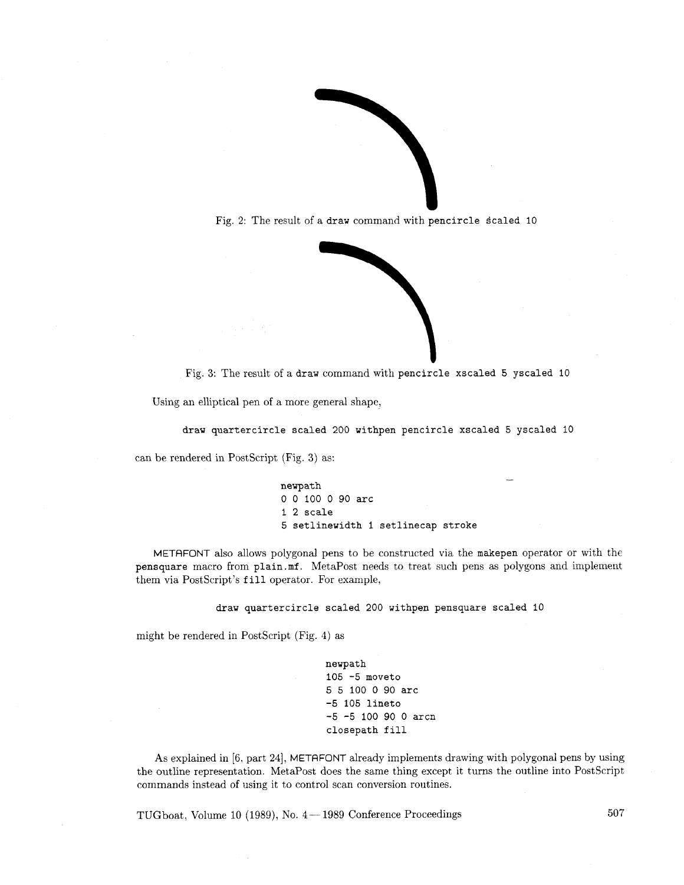Fig. 2: The result of a `draw` command with `pencircle scaled 10`

Fig. 3: The result of a `draw` command with `pencircle xscaled 5 yscaled 10`

Using an elliptical pen of a more general shape,

```
draw quartercircle scaled 200 withpen pencircle xscaled 5 yscaled 10
```

can be rendered in PostScript (Fig. 3) as:

```
newpath
0 0 100 0 90 arc
1 2 scale
5 setlinewidth 1 setlinecap stroke
```

METAFONT also allows polygonal pens to be constructed via the `makepen` operator or with the `pensquare` macro from `plain.mf`. MetaPost needs to treat such pens as polygons and implement them via PostScript's `fill` operator. For example,

```
draw quartercircle scaled 200 withpen pensquare scaled 10
```

might be rendered in PostScript (Fig. 4) as

```
newpath
105 -5 moveto
5 5 100 0 90 arc
-5 105 lineto
-5 -5 100 90 0 arcn
closepath fill
```

As explained in [6, part 24], METAFONT already implements drawing with polygonal pens by using the outline representation. MetaPost does the same thing except it turns the outline into PostScript commands instead of using it to control scan conversion routines.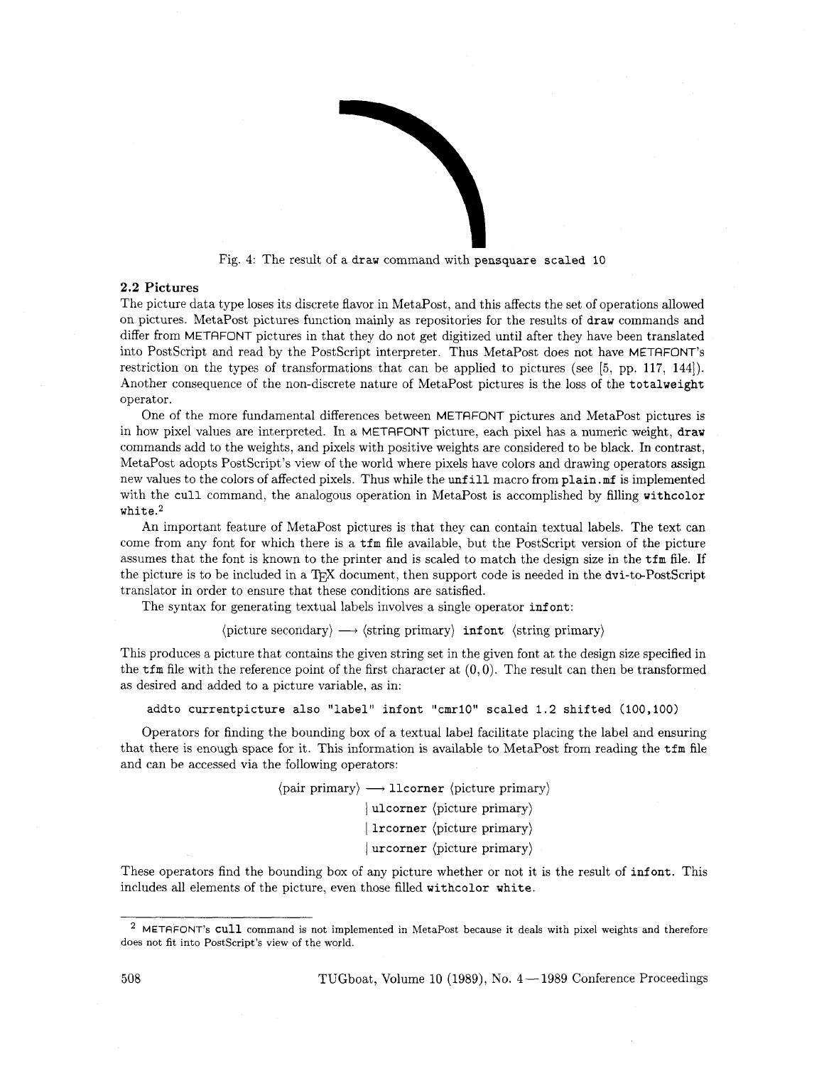Fig. 4: The result of a `draw` command with `pensquare scaled 10`

### 2.2 Pictures

The picture data type loses its discrete flavor in MetaPost, and this affects the set of operations allowed on pictures. MetaPost pictures function mainly as repositories for the results of `draw` commands and differ from METAFONT pictures in that they do not get digitized until after they have been translated into PostScript and read by the PostScript interpreter. Thus MetaPost does not have METAFONT's restriction on the types of transformations that can be applied to pictures (see [5, pp. 117, 144]). Another consequence of the non-discrete nature of MetaPost pictures is the loss of the `totalweight` operator.

One of the more fundamental differences between METAFONT pictures and MetaPost pictures is in how pixel values are interpreted. In a METAFONT picture, each pixel has a numeric weight, `draw` commands add to the weights, and pixels with positive weights are considered to be black. In contrast, MetaPost adopts PostScript's view of the world where pixels have colors and drawing operators assign new values to the colors of affected pixels. Thus while the `unfill` macro from `plain.mf` is implemented with the `cull` command, the analogous operation in MetaPost is accomplished by filling `withcolor white`.[2]

An important feature of MetaPost pictures is that they can contain textual labels. The text can come from any font for which there is a `tfm` file available, but the PostScript version of the picture assumes that the font is known to the printer and is scaled to match the design size in the `tfm` file. If the picture is to be included in a TeX document, then support code is needed in the `dvi`-to-PostScript translator in order to ensure that these conditions are satisfied.

The syntax for generating textual labels involves a single operator `infont`:

⟨picture secondary⟩ ⟶ ⟨string primary⟩ `infont` ⟨string primary⟩

This produces a picture that contains the given string set in the given font at the design size specified in the `tfm` file with the reference point of the first character at $(0, 0)$. The result can then be transformed as desired and added to a picture variable, as in:

```
addto currentpicture also "label" infont "cmr10" scaled 1.2 shifted (100,100)
```

Operators for finding the bounding box of a textual label facilitate placing the label and ensuring that there is enough space for it. This information is available to MetaPost from reading the `tfm` file and can be accessed via the following operators:

⟨pair primary⟩ ⟶ `llcorner` ⟨picture primary⟩
| `ulcorner` ⟨picture primary⟩
| `lrcorner` ⟨picture primary⟩
| `urcorner` ⟨picture primary⟩

These operators find the bounding box of any picture whether or not it is the result of `infont`. This includes all elements of the picture, even those filled `withcolor white`.

---

[2] METAFONT's `cull` command is not implemented in MetaPost because it deals with pixel weights and therefore does not fit into PostScript's view of the world.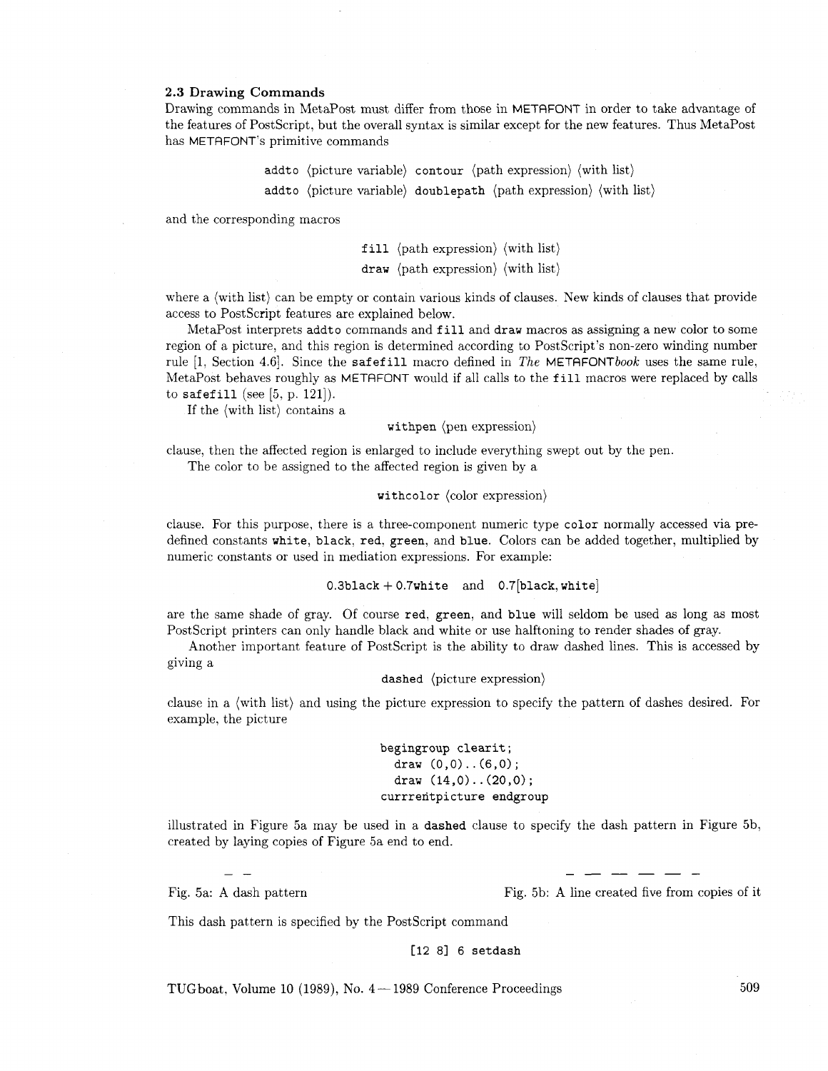### 2.3 Drawing Commands

Drawing commands in MetaPost must differ from those in METAFONT in order to take advantage of the features of PostScript, but the overall syntax is similar except for the new features. Thus MetaPost has METAFONT's primitive commands

> `addto` ⟨picture variable⟩ `contour` ⟨path expression⟩ ⟨with list⟩
>
> `addto` ⟨picture variable⟩ `doublepath` ⟨path expression⟩ ⟨with list⟩

and the corresponding macros

> `fill` ⟨path expression⟩ ⟨with list⟩
>
> `draw` ⟨path expression⟩ ⟨with list⟩

where a ⟨with list⟩ can be empty or contain various kinds of clauses. New kinds of clauses that provide access to PostScript features are explained below.

MetaPost interprets `addto` commands and `fill` and `draw` macros as assigning a new color to some region of a picture, and this region is determined according to PostScript's non-zero winding number rule [1, Section 4.6]. Since the `safefill` macro defined in *The* METAFONT*book* uses the same rule, MetaPost behaves roughly as METAFONT would if all calls to the `fill` macros were replaced by calls to `safefill` (see [5, p. 121]).

If the ⟨with list⟩ contains a

> `withpen` ⟨pen expression⟩

clause, then the affected region is enlarged to include everything swept out by the pen.

The color to be assigned to the affected region is given by a

> `withcolor` ⟨color expression⟩

clause. For this purpose, there is a three-component numeric type `color` normally accessed via predefined constants `white`, `black`, `red`, `green`, and `blue`. Colors can be added together, multiplied by numeric constants or used in mediation expressions. For example:

> `0.3black + 0.7white` and `0.7[black, white]`

are the same shade of gray. Of course `red`, `green`, and `blue` will seldom be used as long as most PostScript printers can only handle black and white or use halftoning to render shades of gray.

Another important feature of PostScript is the ability to draw dashed lines. This is accessed by giving a

> `dashed` ⟨picture expression⟩

clause in a ⟨with list⟩ and using the picture expression to specify the pattern of dashes desired. For example, the picture

```
begingroup clearit;
  draw (0,0)..(6,0);
  draw (14,0)..(20,0);
currrentpicture endgroup
```

illustrated in Figure 5a may be used in a `dashed` clause to specify the dash pattern in Figure 5b, created by laying copies of Figure 5a end to end.

Fig. 5a: A dash pattern

Fig. 5b: A line created five from copies of it

This dash pattern is specified by the PostScript command

```
[12 8] 6 setdash
```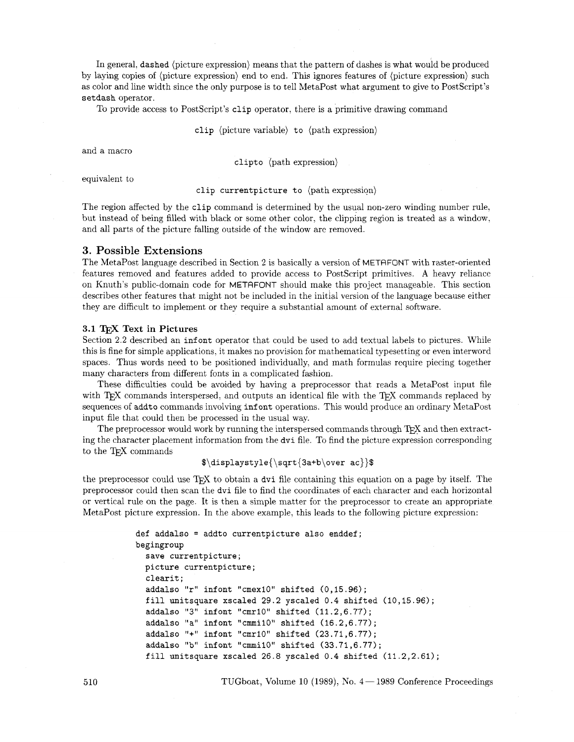In general, `dashed` ⟨picture expression⟩ means that the pattern of dashes is what would be produced by laying copies of ⟨picture expression⟩ end to end. This ignores features of ⟨picture expression⟩ such as color and line width since the only purpose is to tell MetaPost what argument to give to PostScript's `setdash` operator.

To provide access to PostScript's `clip` operator, there is a primitive drawing command

`clip` ⟨picture variable⟩ `to` ⟨path expression⟩

and a macro

`clipto` ⟨path expression⟩

equivalent to

`clip currentpicture to` ⟨path expression⟩

The region affected by the `clip` command is determined by the usual non-zero winding number rule, but instead of being filled with black or some other color, the clipping region is treated as a window, and all parts of the picture falling outside of the window are removed.

## 3. Possible Extensions

The MetaPost language described in Section 2 is basically a version of METAFONT with raster-oriented features removed and features added to provide access to PostScript primitives. A heavy reliance on Knuth's public-domain code for METAFONT should make this project manageable. This section describes other features that might not be included in the initial version of the language because either they are difficult to implement or they require a substantial amount of external software.

### 3.1 TEX Text in Pictures

Section 2.2 described an `infont` operator that could be used to add textual labels to pictures. While this is fine for simple applications, it makes no provision for mathematical typesetting or even interword spaces. Thus words need to be positioned individually, and math formulas require piecing together many characters from different fonts in a complicated fashion.

These difficulties could be avoided by having a preprocessor that reads a MetaPost input file with TEX commands interspersed, and outputs an identical file with the TEX commands replaced by sequences of `addto` commands involving `infont` operations. This would produce an ordinary MetaPost input file that could then be processed in the usual way.

The preprocessor would work by running the interspersed commands through TEX and then extracting the character placement information from the `dvi` file. To find the picture expression corresponding to the TEX commands

`$\displaystyle{\sqrt{3a+b\over ac}}$`

the preprocessor could use TEX to obtain a `dvi` file containing this equation on a page by itself. The preprocessor could then scan the `dvi` file to find the coordinates of each character and each horizontal or vertical rule on the page. It is then a simple matter for the preprocessor to create an appropriate MetaPost picture expression. In the above example, this leads to the following picture expression:

```
def addalso = addto currentpicture also enddef;
begingroup
  save currentpicture;
  picture currentpicture;
  clearit;
  addalso "r" infont "cmex10" shifted (0,15.96);
  fill unitsquare xscaled 29.2 yscaled 0.4 shifted (10,15.96);
  addalso "3" infont "cmr10" shifted (11.2,6.77);
  addalso "a" infont "cmmi10" shifted (16.2,6.77);
  addalso "+" infont "cmr10" shifted (23.71,6.77);
  addalso "b" infont "cmmi10" shifted (33.71,6.77);
  fill unitsquare xscaled 26.8 yscaled 0.4 shifted (11.2,2.61);
```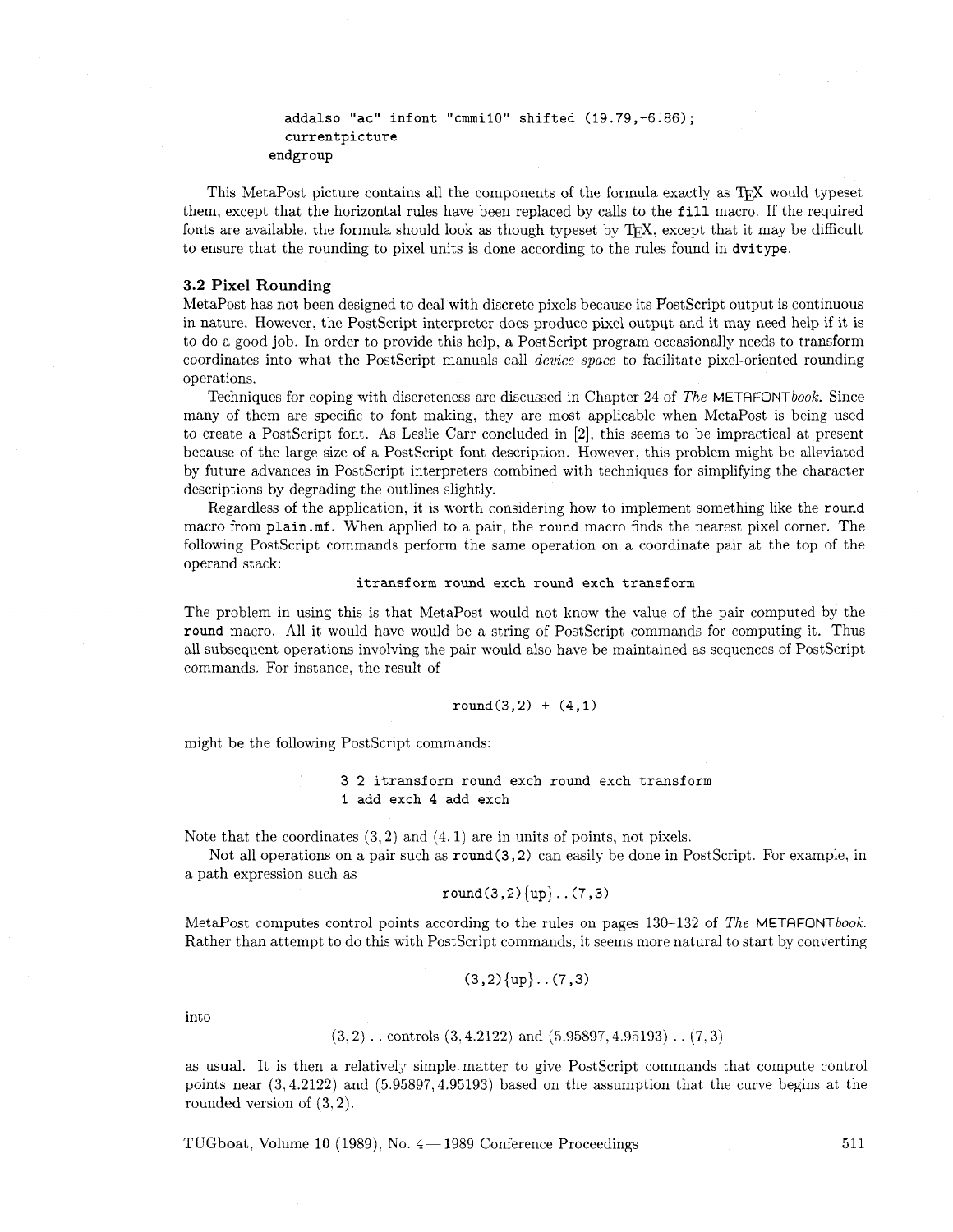```
  addalso "ac" infont "cmmi10" shifted (19.79,-6.86);
  currentpicture
endgroup
```

This MetaPost picture contains all the components of the formula exactly as TeX would typeset them, except that the horizontal rules have been replaced by calls to the `fill` macro. If the required fonts are available, the formula should look as though typeset by TeX, except that it may be difficult to ensure that the rounding to pixel units is done according to the rules found in `dvitype`.

### 3.2 Pixel Rounding

MetaPost has not been designed to deal with discrete pixels because its PostScript output is continuous in nature. However, the PostScript interpreter does produce pixel output and it may need help if it is to do a good job. In order to provide this help, a PostScript program occasionally needs to transform coordinates into what the PostScript manuals call *device space* to facilitate pixel-oriented rounding operations.

Techniques for coping with discreteness are discussed in Chapter 24 of *The* METAFONT*book*. Since many of them are specific to font making, they are most applicable when MetaPost is being used to create a PostScript font. As Leslie Carr concluded in [2], this seems to be impractical at present because of the large size of a PostScript font description. However, this problem might be alleviated by future advances in PostScript interpreters combined with techniques for simplifying the character descriptions by degrading the outlines slightly.

Regardless of the application, it is worth considering how to implement something like the `round` macro from `plain.mf`. When applied to a pair, the `round` macro finds the nearest pixel corner. The following PostScript commands perform the same operation on a coordinate pair at the top of the operand stack:

```
itransform round exch round exch transform
```

The problem in using this is that MetaPost would not know the value of the pair computed by the `round` macro. All it would have would be a string of PostScript commands for computing it. Thus all subsequent operations involving the pair would also have be maintained as sequences of PostScript commands. For instance, the result of

```
round(3,2) + (4,1)
```

might be the following PostScript commands:

```
3 2 itransform round exch round exch transform
1 add exch 4 add exch
```

Note that the coordinates $(3, 2)$ and $(4, 1)$ are in units of points, not pixels.

Not all operations on a pair such as `round(3,2)` can easily be done in PostScript. For example, in a path expression such as

```
round(3,2){up}..(7,3)
```

MetaPost computes control points according to the rules on pages 130–132 of *The* METAFONT*book*. Rather than attempt to do this with PostScript commands, it seems more natural to start by converting

```
(3,2){up}..(7,3)
```

into

$$(3, 2) \mathinner{..} \text{controls } (3, 4.2122) \text{ and } (5.95897, 4.95193) \mathinner{..} (7, 3)$$

as usual. It is then a relatively simple matter to give PostScript commands that compute control points near $(3, 4.2122)$ and $(5.95897, 4.95193)$ based on the assumption that the curve begins at the rounded version of $(3, 2)$.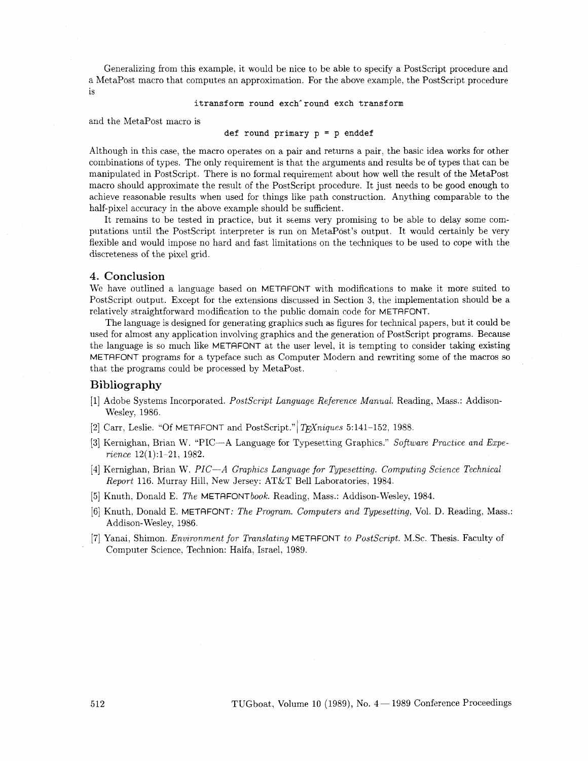Generalizing from this example, it would be nice to be able to specify a PostScript procedure and a MetaPost macro that computes an approximation. For the above example, the PostScript procedure is

```
itransform round exch round exch transform
```

and the MetaPost macro is

```
def round primary p = p enddef
```

Although in this case, the macro operates on a pair and returns a pair, the basic idea works for other combinations of types. The only requirement is that the arguments and results be of types that can be manipulated in PostScript. There is no formal requirement about how well the result of the MetaPost macro should approximate the result of the PostScript procedure. It just needs to be good enough to achieve reasonable results when used for things like path construction. Anything comparable to the half-pixel accuracy in the above example should be sufficient.

It remains to be tested in practice, but it seems very promising to be able to delay some computations until the PostScript interpreter is run on MetaPost's output. It would certainly be very flexible and would impose no hard and fast limitations on the techniques to be used to cope with the discreteness of the pixel grid.

## 4. Conclusion

We have outlined a language based on METAFONT with modifications to make it more suited to PostScript output. Except for the extensions discussed in Section 3, the implementation should be a relatively straightforward modification to the public domain code for METAFONT.

The language is designed for generating graphics such as figures for technical papers, but it could be used for almost any application involving graphics and the generation of PostScript programs. Because the language is so much like METAFONT at the user level, it is tempting to consider taking existing METAFONT programs for a typeface such as Computer Modern and rewriting some of the macros so that the programs could be processed by MetaPost.

## Bibliography

[1] Adobe Systems Incorporated. *PostScript Language Reference Manual.* Reading, Mass.: Addison-Wesley, 1986.

[2] Carr, Leslie. "Of METAFONT and PostScript." *TEXniques* 5:141–152, 1988.

[3] Kernighan, Brian W. "PIC—A Language for Typesetting Graphics." *Software Practice and Experience* 12(1):1–21, 1982.

[4] Kernighan, Brian W. *PIC—A Graphics Language for Typesetting. Computing Science Technical Report* 116. Murray Hill, New Jersey: AT&T Bell Laboratories, 1984.

[5] Knuth, Donald E. *The METAFONTbook.* Reading, Mass.: Addison-Wesley, 1984.

[6] Knuth, Donald E. *METAFONT: The Program. Computers and Typesetting,* Vol. D. Reading, Mass.: Addison-Wesley, 1986.

[7] Yanai, Shimon. *Environment for Translating METAFONT to PostScript.* M.Sc. Thesis. Faculty of Computer Science, Technion: Haifa, Israel, 1989.